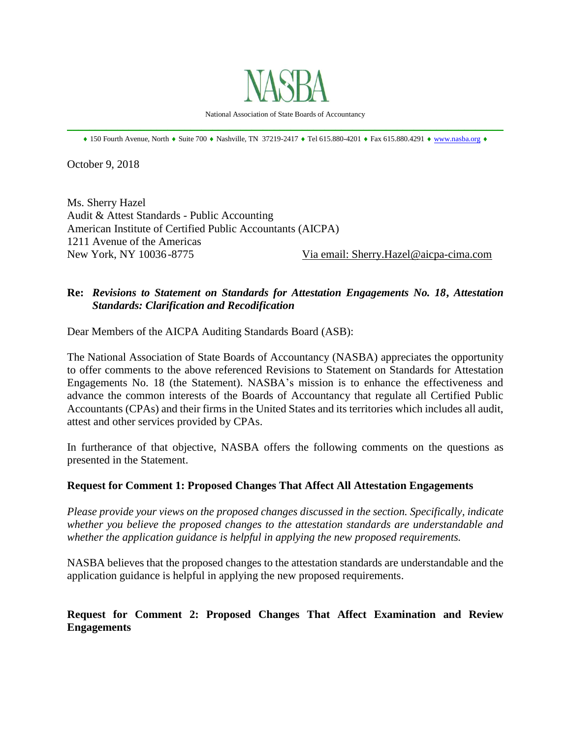NASBA

National Association of State Boards of Accountancy

♦ 150 Fourth Avenue, North ♦ Suite 700 ♦ Nashville, TN 37219-2417 ♦ Tel 615.880-4201 ♦ Fax 615.880.4291 ♦ www.nasba.org ♦

October 9, 2018

Ms. Sherry Hazel
Audit & Attest Standards - Public Accounting
American Institute of Certified Public Accountants (AICPA)
1211 Avenue of the Americas
New York, NY 10036-8775

Via email: Sherry.Hazel@aicpa-cima.com

**Re: *Revisions to Statement on Standards for Attestation Engagements No. 18, Attestation Standards: Clarification and Recodification***

Dear Members of the AICPA Auditing Standards Board (ASB):

The National Association of State Boards of Accountancy (NASBA) appreciates the opportunity to offer comments to the above referenced Revisions to Statement on Standards for Attestation Engagements No. 18 (the Statement). NASBA's mission is to enhance the effectiveness and advance the common interests of the Boards of Accountancy that regulate all Certified Public Accountants (CPAs) and their firms in the United States and its territories which includes all audit, attest and other services provided by CPAs.

In furtherance of that objective, NASBA offers the following comments on the questions as presented in the Statement.

**Request for Comment 1: Proposed Changes That Affect All Attestation Engagements**

*Please provide your views on the proposed changes discussed in the section. Specifically, indicate whether you believe the proposed changes to the attestation standards are understandable and whether the application guidance is helpful in applying the new proposed requirements.*

NASBA believes that the proposed changes to the attestation standards are understandable and the application guidance is helpful in applying the new proposed requirements.

**Request for Comment 2: Proposed Changes That Affect Examination and Review Engagements**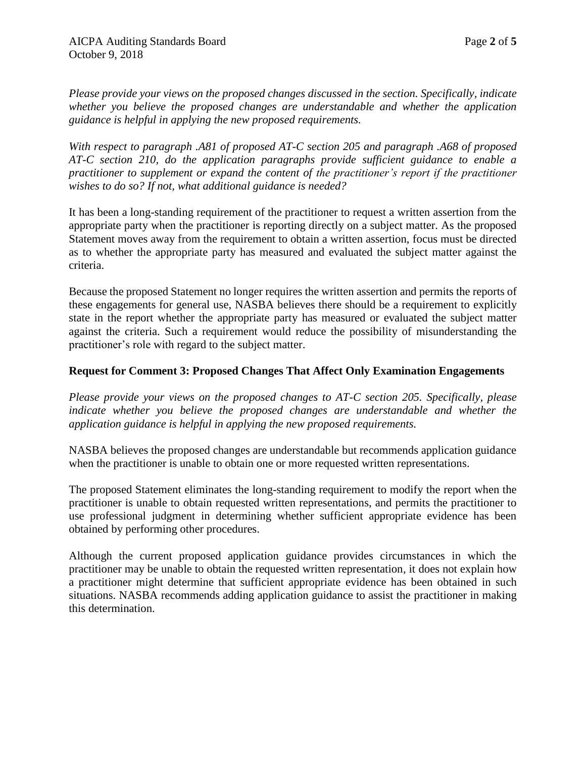*Please provide your views on the proposed changes discussed in the section. Specifically, indicate whether you believe the proposed changes are understandable and whether the application guidance is helpful in applying the new proposed requirements.*

*With respect to paragraph .A81 of proposed AT-C section 205 and paragraph .A68 of proposed AT-C section 210, do the application paragraphs provide sufficient guidance to enable a practitioner to supplement or expand the content of the practitioner's report if the practitioner wishes to do so? If not, what additional guidance is needed?*

It has been a long-standing requirement of the practitioner to request a written assertion from the appropriate party when the practitioner is reporting directly on a subject matter. As the proposed Statement moves away from the requirement to obtain a written assertion, focus must be directed as to whether the appropriate party has measured and evaluated the subject matter against the criteria.

Because the proposed Statement no longer requires the written assertion and permits the reports of these engagements for general use, NASBA believes there should be a requirement to explicitly state in the report whether the appropriate party has measured or evaluated the subject matter against the criteria. Such a requirement would reduce the possibility of misunderstanding the practitioner's role with regard to the subject matter.

**Request for Comment 3: Proposed Changes That Affect Only Examination Engagements**

*Please provide your views on the proposed changes to AT-C section 205. Specifically, please indicate whether you believe the proposed changes are understandable and whether the application guidance is helpful in applying the new proposed requirements.*

NASBA believes the proposed changes are understandable but recommends application guidance when the practitioner is unable to obtain one or more requested written representations.

The proposed Statement eliminates the long-standing requirement to modify the report when the practitioner is unable to obtain requested written representations, and permits the practitioner to use professional judgment in determining whether sufficient appropriate evidence has been obtained by performing other procedures.

Although the current proposed application guidance provides circumstances in which the practitioner may be unable to obtain the requested written representation, it does not explain how a practitioner might determine that sufficient appropriate evidence has been obtained in such situations. NASBA recommends adding application guidance to assist the practitioner in making this determination.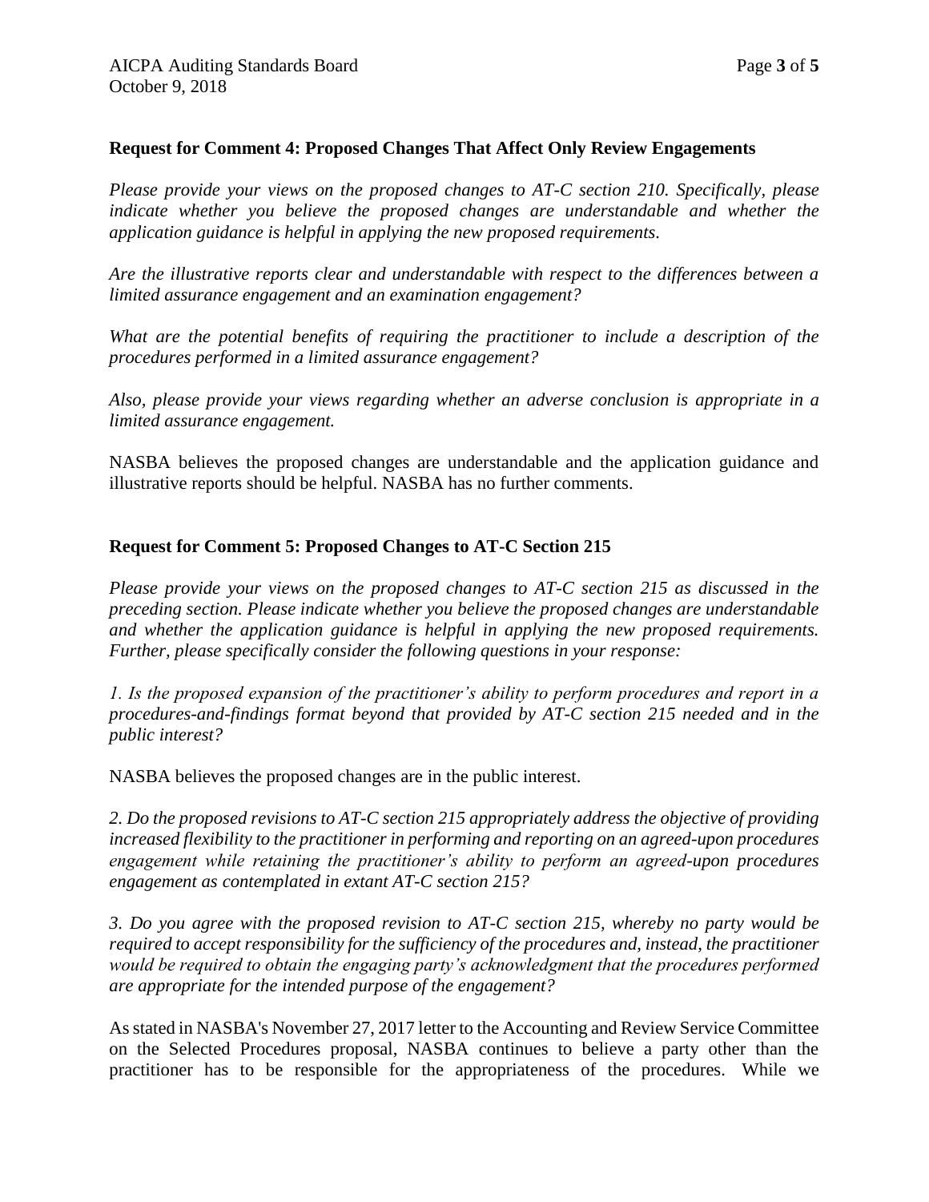**Request for Comment 4: Proposed Changes That Affect Only Review Engagements**

*Please provide your views on the proposed changes to AT-C section 210. Specifically, please indicate whether you believe the proposed changes are understandable and whether the application guidance is helpful in applying the new proposed requirements.*

*Are the illustrative reports clear and understandable with respect to the differences between a limited assurance engagement and an examination engagement?*

*What are the potential benefits of requiring the practitioner to include a description of the procedures performed in a limited assurance engagement?*

*Also, please provide your views regarding whether an adverse conclusion is appropriate in a limited assurance engagement.*

NASBA believes the proposed changes are understandable and the application guidance and illustrative reports should be helpful. NASBA has no further comments.

**Request for Comment 5: Proposed Changes to AT-C Section 215**

*Please provide your views on the proposed changes to AT-C section 215 as discussed in the preceding section. Please indicate whether you believe the proposed changes are understandable and whether the application guidance is helpful in applying the new proposed requirements. Further, please specifically consider the following questions in your response:*

*1. Is the proposed expansion of the practitioner's ability to perform procedures and report in a procedures-and-findings format beyond that provided by AT-C section 215 needed and in the public interest?*

NASBA believes the proposed changes are in the public interest.

*2. Do the proposed revisions to AT-C section 215 appropriately address the objective of providing increased flexibility to the practitioner in performing and reporting on an agreed-upon procedures engagement while retaining the practitioner's ability to perform an agreed-upon procedures engagement as contemplated in extant AT-C section 215?*

*3. Do you agree with the proposed revision to AT-C section 215, whereby no party would be required to accept responsibility for the sufficiency of the procedures and, instead, the practitioner would be required to obtain the engaging party's acknowledgment that the procedures performed are appropriate for the intended purpose of the engagement?*

As stated in NASBA's November 27, 2017 letter to the Accounting and Review Service Committee on the Selected Procedures proposal, NASBA continues to believe a party other than the practitioner has to be responsible for the appropriateness of the procedures. While we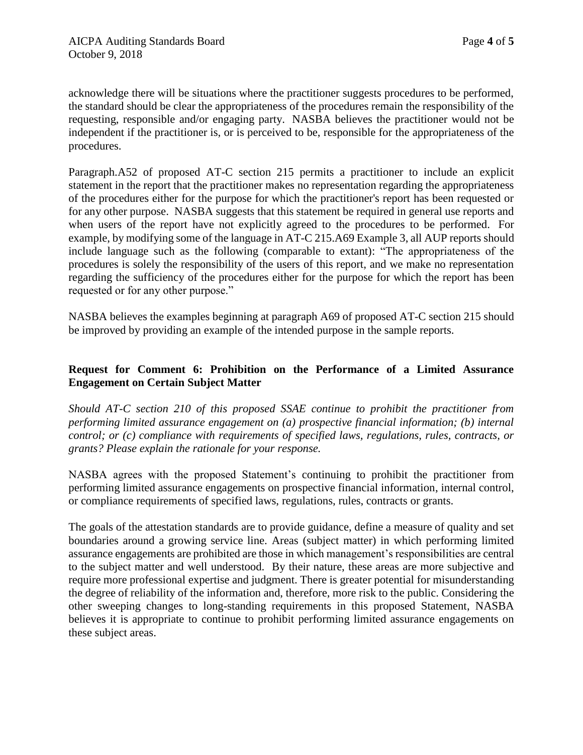acknowledge there will be situations where the practitioner suggests procedures to be performed, the standard should be clear the appropriateness of the procedures remain the responsibility of the requesting, responsible and/or engaging party. NASBA believes the practitioner would not be independent if the practitioner is, or is perceived to be, responsible for the appropriateness of the procedures.

Paragraph.A52 of proposed AT-C section 215 permits a practitioner to include an explicit statement in the report that the practitioner makes no representation regarding the appropriateness of the procedures either for the purpose for which the practitioner's report has been requested or for any other purpose. NASBA suggests that this statement be required in general use reports and when users of the report have not explicitly agreed to the procedures to be performed. For example, by modifying some of the language in AT-C 215.A69 Example 3, all AUP reports should include language such as the following (comparable to extant): "The appropriateness of the procedures is solely the responsibility of the users of this report, and we make no representation regarding the sufficiency of the procedures either for the purpose for which the report has been requested or for any other purpose."

NASBA believes the examples beginning at paragraph A69 of proposed AT-C section 215 should be improved by providing an example of the intended purpose in the sample reports.

**Request for Comment 6: Prohibition on the Performance of a Limited Assurance Engagement on Certain Subject Matter**

*Should AT-C section 210 of this proposed SSAE continue to prohibit the practitioner from performing limited assurance engagement on (a) prospective financial information; (b) internal control; or (c) compliance with requirements of specified laws, regulations, rules, contracts, or grants? Please explain the rationale for your response.*

NASBA agrees with the proposed Statement's continuing to prohibit the practitioner from performing limited assurance engagements on prospective financial information, internal control, or compliance requirements of specified laws, regulations, rules, contracts or grants.

The goals of the attestation standards are to provide guidance, define a measure of quality and set boundaries around a growing service line. Areas (subject matter) in which performing limited assurance engagements are prohibited are those in which management's responsibilities are central to the subject matter and well understood. By their nature, these areas are more subjective and require more professional expertise and judgment. There is greater potential for misunderstanding the degree of reliability of the information and, therefore, more risk to the public. Considering the other sweeping changes to long-standing requirements in this proposed Statement, NASBA believes it is appropriate to continue to prohibit performing limited assurance engagements on these subject areas.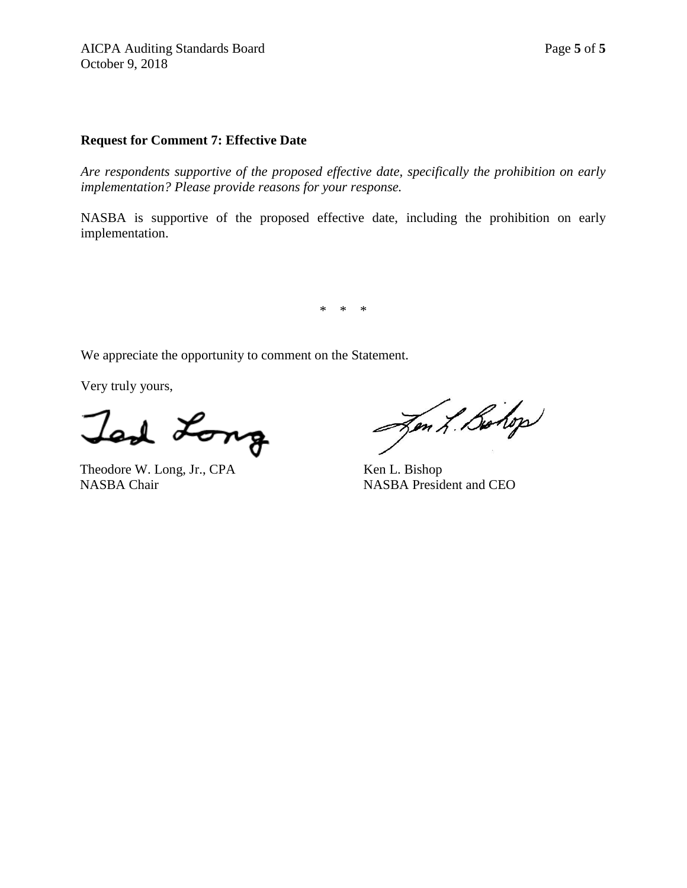**Request for Comment 7: Effective Date**

*Are respondents supportive of the proposed effective date, specifically the prohibition on early implementation? Please provide reasons for your response.*

NASBA is supportive of the proposed effective date, including the prohibition on early implementation.

\* \* \*

We appreciate the opportunity to comment on the Statement.

Very truly yours,

Theodore W. Long, Jr., CPA
NASBA Chair

Ken L. Bishop
NASBA President and CEO